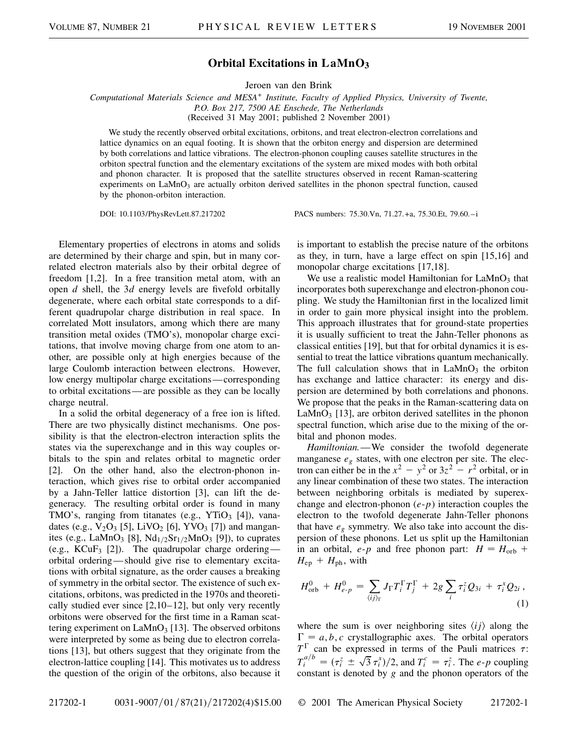# Orbital Excitations in $LaMnO_3$

Jeroen van den Brink

*Computational Materials Science and MESA⁺ Institute, Faculty of Applied Physics, University of Twente, P.O. Box 217, 7500 AE Enschede, The Netherlands*

(Received 31 May 2001; published 2 November 2001)

We study the recently observed orbital excitations, orbitons, and treat electron-electron correlations and lattice dynamics on an equal footing. It is shown that the orbiton energy and dispersion are determined by both correlations and lattice vibrations. The electron-phonon coupling causes satellite structures in the orbiton spectral function and the elementary excitations of the system are mixed modes with both orbital and phonon character. It is proposed that the satellite structures observed in recent Raman-scattering experiments on $LaMnO_3$ are actually orbiton derived satellites in the phonon spectral function, caused by the phonon-orbiton interaction.

DOI: 10.1103/PhysRevLett.87.217202 PACS numbers: 75.30.Vn, 71.27.+a, 75.30.Et, 79.60.–i

Elementary properties of electrons in atoms and solids are determined by their charge and spin, but in many correlated electron materials also by their orbital degree of freedom [1,2]. In a free transition metal atom, with an open $d$ shell, the $3d$ energy levels are fivefold orbitally degenerate, where each orbital state corresponds to a different quadrupolar charge distribution in real space. In correlated Mott insulators, among which there are many transition metal oxides (TMO's), monopolar charge excitations, that involve moving charge from one atom to another, are possible only at high energies because of the large Coulomb interaction between electrons. However, low energy multipolar charge excitations—corresponding to orbital excitations—are possible as they can be locally charge neutral.

In a solid the orbital degeneracy of a free ion is lifted. There are two physically distinct mechanisms. One possibility is that the electron-electron interaction splits the states via the superexchange and in this way couples orbitals to the spin and relates orbital to magnetic order [2]. On the other hand, also the electron-phonon interaction, which gives rise to orbital order accompanied by a Jahn-Teller lattice distortion [3], can lift the degeneracy. The resulting orbital order is found in many TMO's, ranging from titanates (e.g., $YTiO_3$ [4]), vanadates (e.g., $V_2O_3$ [5], $LiVO_2$ [6], $YVO_3$ [7]) and manganites (e.g., $LaMnO_3$ [8], $Nd_{1/2}Sr_{1/2}MnO_3$ [9]), to cuprates (e.g., $KCuF_3$ [2]). The quadrupolar charge ordering—orbital ordering—should give rise to elementary excitations with orbital signature, as the order causes a breaking of symmetry in the orbital sector. The existence of such excitations, orbitons, was predicted in the 1970s and theoretically studied ever since [2,10–12], but only very recently orbitons were observed for the first time in a Raman scattering experiment on $LaMnO_3$ [13]. The observed orbitons were interpreted by some as being due to electron correlations [13], but others suggest that they originate from the electron-lattice coupling [14]. This motivates us to address the question of the origin of the orbitons, also because it is important to establish the precise nature of the orbitons as they, in turn, have a large effect on spin [15,16] and monopolar charge excitations [17,18].

We use a realistic model Hamiltonian for $LaMnO_3$ that incorporates both superexchange and electron-phonon coupling. We study the Hamiltonian first in the localized limit in order to gain more physical insight into the problem. This approach illustrates that for ground-state properties it is usually sufficient to treat the Jahn-Teller phonons as classical entities [19], but that for orbital dynamics it is essential to treat the lattice vibrations quantum mechanically. The full calculation shows that in $LaMnO_3$ the orbiton has exchange and lattice character: its energy and dispersion are determined by both correlations and phonons. We propose that the peaks in the Raman-scattering data on $LaMnO_3$ [13], are orbiton derived satellites in the phonon spectral function, which arise due to the mixing of the orbital and phonon modes.

*Hamiltonian.*—We consider the twofold degenerate manganese $e_g$ states, with one electron per site. The electron can either be in the $x^2 - y^2$ or $3z^2 - r^2$ orbital, or in any linear combination of these two states. The interaction between neighboring orbitals is mediated by superexchange and electron-phonon ($e$-$p$) interaction couples the electron to the twofold degenerate Jahn-Teller phonons that have $e_g$ symmetry. We also take into account the dispersion of these phonons. Let us split up the Hamiltonian in an orbital, $e$-$p$ and free phonon part: $H = H_{\rm orb} + H_{\rm ep} + H_{\rm ph}$, with

$$H^0_{\rm orb} + H^0_{e\text{-}p} = \sum_{\langle ij \rangle_\Gamma} J_\Gamma T_i^\Gamma T_j^\Gamma + 2g \sum_i \tau_i^z Q_{3i} + \tau_i^x Q_{2i}\,, \tag{1}$$

where the sum is over neighboring sites $\langle ij \rangle$ along the $\Gamma = a, b, c$ crystallographic axes. The orbital operators $T^\Gamma$ can be expressed in terms of the Pauli matrices $\tau$: $T_i^{a/b} = (\tau_i^z \pm \sqrt{3}\,\tau_i^x)/2$, and $T_i^c = \tau_i^z$. The $e$-$p$ coupling constant is denoted by $g$ and the phonon operators of the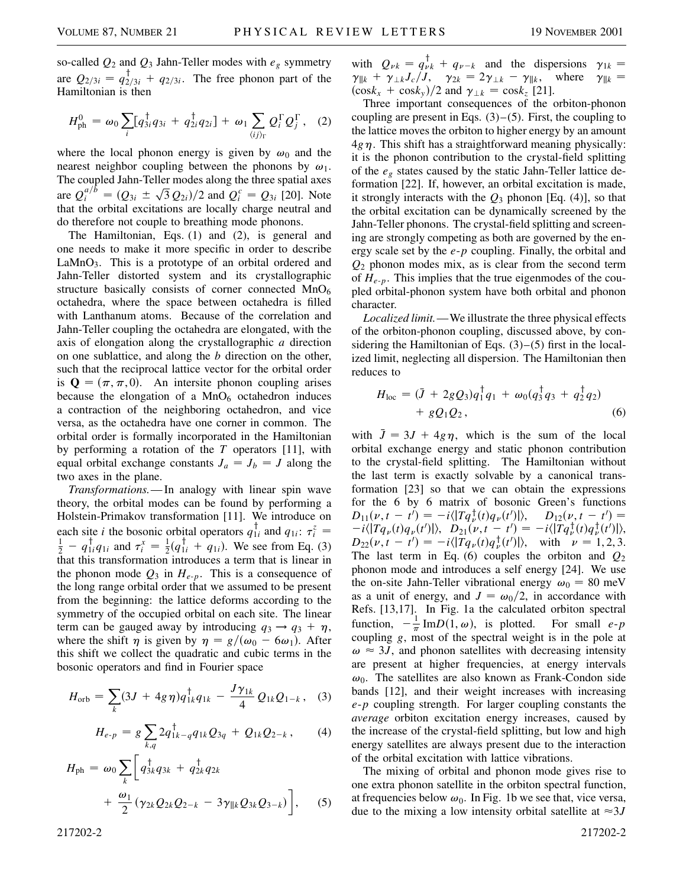so-called $Q_2$ and $Q_3$ Jahn-Teller modes with $e_g$ symmetry are $Q_{2/3i} = q^\dagger_{2/3i} + q_{2/3i}$. The free phonon part of the Hamiltonian is then

$$H^0_{\rm ph} = \omega_0 \sum_i [q^\dagger_{3i} q_{3i} + q^\dagger_{2i} q_{2i}] + \omega_1 \sum_{\langle ij \rangle_\Gamma} Q^\Gamma_i Q^\Gamma_j, \quad (2)$$

where the local phonon energy is given by $\omega_0$ and the nearest neighbor coupling between the phonons by $\omega_1$. The coupled Jahn-Teller modes along the three spatial axes are $Q^{a/b}_i = (Q_{3i} \pm \sqrt{3}\, Q_{2i})/2$ and $Q^c_i = Q_{3i}$ [20]. Note that the orbital excitations are locally charge neutral and do therefore not couple to breathing mode phonons.

The Hamiltonian, Eqs. (1) and (2), is general and one needs to make it more specific in order to describe $LaMnO_3$. This is a prototype of an orbital ordered and Jahn-Teller distorted system and its crystallographic structure basically consists of corner connected $MnO_6$ octahedra, where the space between octahedra is filled with Lanthanum atoms. Because of the correlation and Jahn-Teller coupling the octahedra are elongated, with the axis of elongation along the crystallographic $a$ direction on one sublattice, and along the $b$ direction on the other, such that the reciprocal lattice vector for the orbital order is $\mathbf{Q} = (\pi, \pi, 0)$. An intersite phonon coupling arises because the elongation of a $MnO_6$ octahedron induces a contraction of the neighboring octahedron, and vice versa, as the octahedra have one corner in common. The orbital order is formally incorporated in the Hamiltonian by performing a rotation of the $T$ operators [11], with equal orbital exchange constants $J_a = J_b = J$ along the two axes in the plane.

*Transformations.*—In analogy with linear spin wave theory, the orbital modes can be found by performing a Holstein-Primakov transformation [11]. We introduce on each site $i$ the bosonic orbital operators $q^\dagger_{1i}$ and $q_{1i}$: $\tau^z_i = \frac{1}{2} - q^\dagger_{1i} q_{1i}$ and $\tau^x_i = \frac{1}{2}(q^\dagger_{1i} + q_{1i})$. We see from Eq. (3) that this transformation introduces a term that is linear in the phonon mode $Q_3$ in $H_{e\text{-}p}$. This is a consequence of the long range orbital order that we assumed to be present from the beginning: the lattice deforms according to the symmetry of the occupied orbital on each site. The linear term can be gauged away by introducing $q_3 \rightarrow q_3 + \eta$, where the shift $\eta$ is given by $\eta = g/(\omega_0 - 6\omega_1)$. After this shift we collect the quadratic and cubic terms in the bosonic operators and find in Fourier space

$$H_{\rm orb} = \sum_k (3J + 4g\eta) q^\dagger_{1k} q_{1k} - \frac{J\gamma_{1k}}{4} Q_{1k} Q_{1-k}, \quad (3)$$

$$H_{e\text{-}p} = g \sum_{k,q} 2 q^\dagger_{1k-q} q_{1k} Q_{3q} + Q_{1k} Q_{2-k}, \quad (4)$$

$$H_{\rm ph} = \omega_0 \sum_k \bigg[ q^\dagger_{3k} q_{3k} + q^\dagger_{2k} q_{2k} + \frac{\omega_1}{2} (\gamma_{2k} Q_{2k} Q_{2-k} - 3\gamma_{\parallel k} Q_{3k} Q_{3-k}) \bigg], \quad (5)$$

with $Q_{\nu k} = q^\dagger_{\nu k} + q_{\nu -k}$ and the dispersions $\gamma_{1k} = \gamma_{\parallel k} + \gamma_{\perp k} J_c/J$, $\gamma_{2k} = 2\gamma_{\perp k} - \gamma_{\parallel k}$, where $\gamma_{\parallel k} = (\cos k_x + \cos k_y)/2$ and $\gamma_{\perp k} = \cos k_z$ [21].

Three important consequences of the orbiton-phonon coupling are present in Eqs. (3)–(5). First, the coupling to the lattice moves the orbiton to higher energy by an amount $4g\eta$. This shift has a straightforward meaning physically: it is the phonon contribution to the crystal-field splitting of the $e_g$ states caused by the static Jahn-Teller lattice deformation [22]. If, however, an orbital excitation is made, it strongly interacts with the $Q_3$ phonon [Eq. (4)], so that the orbital excitation can be dynamically screened by the Jahn-Teller phonons. The crystal-field splitting and screening are strongly competing as both are governed by the energy scale set by the $e$-$p$ coupling. Finally, the orbital and $Q_2$ phonon modes mix, as is clear from the second term of $H_{e\text{-}p}$. This implies that the true eigenmodes of the coupled orbital-phonon system have both orbital and phonon character.

*Localized limit.*—We illustrate the three physical effects of the orbiton-phonon coupling, discussed above, by considering the Hamiltonian of Eqs. (3)–(5) first in the localized limit, neglecting all dispersion. The Hamiltonian then reduces to

$$H_{\rm loc} = (\bar{J} + 2gQ_3) q^\dagger_1 q_1 + \omega_0 (q^\dagger_3 q_3 + q^\dagger_2 q_2) + gQ_1 Q_2, \quad (6)$$

with $\bar{J} = 3J + 4g\eta$, which is the sum of the local orbital exchange energy and static phonon contribution to the crystal-field splitting. The Hamiltonian without the last term is exactly solvable by a canonical transformation [23] so that we can obtain the expressions for the 6 by 6 matrix of bosonic Green's functions $D_{11}(\nu, t - t') = -i\langle|Tq^\dagger_\nu(t) q_\nu(t')|\rangle$, $D_{12}(\nu, t - t') = -i\langle|Tq_\nu(t) q_\nu(t')|\rangle$, $D_{21}(\nu, t - t') = -i\langle|Tq^\dagger_\nu(t) q^\dagger_\nu(t')|\rangle$, $D_{22}(\nu, t - t') = -i\langle|Tq_\nu(t) q^\dagger_\nu(t')|\rangle$, with $\nu = 1, 2, 3$. The last term in Eq. (6) couples the orbiton and $Q_2$ phonon mode and introduces a self energy [24]. We use the on-site Jahn-Teller vibrational energy $\omega_0 = 80$ meV as a unit of energy, and $J = \omega_0/2$, in accordance with Refs. [13,17]. In Fig. 1a the calculated orbiton spectral function, $-\frac{1}{\pi}\,{\rm Im}D(1, \omega)$, is plotted. For small $e$-$p$ coupling $g$, most of the spectral weight is in the pole at $\omega \approx 3J$, and phonon satellites with decreasing intensity are present at higher frequencies, at energy intervals $\omega_0$. The satellites are also known as Frank-Condon side bands [12], and their weight increases with increasing $e$-$p$ coupling strength. For larger coupling constants the *average* orbiton excitation energy increases, caused by the increase of the crystal-field splitting, but low and high energy satellites are always present due to the interaction of the orbital excitation with lattice vibrations.

The mixing of orbital and phonon mode gives rise to one extra phonon satellite in the orbiton spectral function, at frequencies below $\omega_0$. In Fig. 1b we see that, vice versa, due to the mixing a low intensity orbital satellite at $\approx 3J$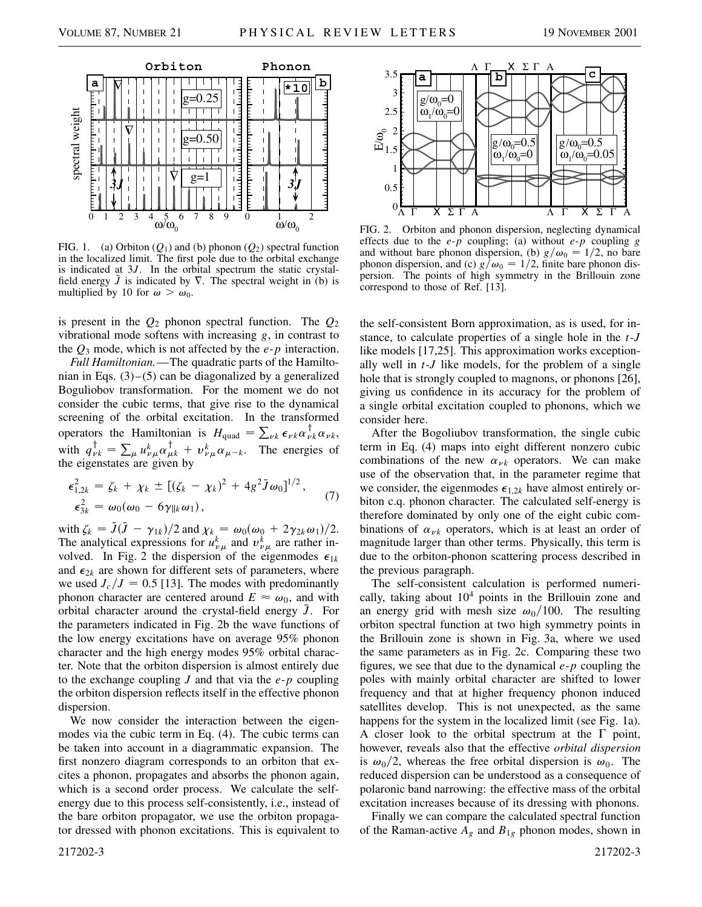FIG. 1. (a) Orbiton ($Q_1$) and (b) phonon ($Q_2$) spectral function in the localized limit. The first pole due to the orbital exchange is indicated at $3J$. In the orbital spectrum the static crystal-field energy $\bar{J}$ is indicated by $\nabla$. The spectral weight in (b) is multiplied by 10 for $\omega > \omega_0$.

FIG. 2. Orbiton and phonon dispersion, neglecting dynamical effects due to the $e$-$p$ coupling; (a) without $e$-$p$ coupling $g$ and without bare phonon dispersion, (b) $g/\omega_0 = 1/2$, no bare phonon dispersion, and (c) $g/\omega_0 = 1/2$, finite bare phonon dispersion. The points of high symmetry in the Brillouin zone correspond to those of Ref. [13].

is present in the $Q_2$ phonon spectral function. The $Q_2$ vibrational mode softens with increasing $g$, in contrast to the $Q_3$ mode, which is not affected by the $e$-$p$ interaction.

*Full Hamiltonian.*—The quadratic parts of the Hamiltonian in Eqs. (3)–(5) can be diagonalized by a generalized Boguliobov transformation. For the moment we do not consider the cubic terms, that give rise to the dynamical screening of the orbital excitation. In the transformed operators the Hamiltonian is $H_{\rm quad} = \sum_{\nu k} \epsilon_{\nu k} \alpha^{\dagger}_{\nu k} \alpha_{\nu k}$, with $q^{\dagger}_{\nu k} = \sum_{\mu} u^{k}_{\nu \mu} \alpha^{\dagger}_{\mu k} + v^{k}_{\nu \mu} \alpha_{\mu - k}$. The energies of the eigenstates are given by

$$
\begin{aligned}
\epsilon^2_{1,2k} &= \zeta_k + \chi_k \pm [(\zeta_k - \chi_k)^2 + 4 g^2 \bar{J} \omega_0]^{1/2}, \\
\epsilon^2_{3k} &= \omega_0(\omega_0 - 6\gamma_{\parallel k}\omega_1),
\end{aligned} \tag{7}
$$

with $\zeta_k = \bar{J}(\bar{J} - \gamma_{1k})/2$ and $\chi_k = \omega_0(\omega_0 + 2\gamma_{2k}\omega_1)/2$. The analytical expressions for $u^{k}_{\nu\mu}$ and $v^{k}_{\nu\mu}$ are rather involved. In Fig. 2 the dispersion of the eigenmodes $\epsilon_{1k}$ and $\epsilon_{2k}$ are shown for different sets of parameters, where we used $J_c/J = 0.5$ [13]. The modes with predominantly phonon character are centered around $E \approx \omega_0$, and with orbital character around the crystal-field energy $\bar{J}$. For the parameters indicated in Fig. 2b the wave functions of the low energy excitations have on average 95% phonon character and the high energy modes 95% orbital character. Note that the orbiton dispersion is almost entirely due to the exchange coupling $J$ and that via the $e$-$p$ coupling the orbiton dispersion reflects itself in the effective phonon dispersion.

We now consider the interaction between the eigenmodes via the cubic term in Eq. (4). The cubic terms can be taken into account in a diagrammatic expansion. The first nonzero diagram corresponds to an orbiton that excites a phonon, propagates and absorbs the phonon again, which is a second order process. We calculate the self-energy due to this process self-consistently, i.e., instead of the bare orbiton propagator, we use the orbiton propagator dressed with phonon excitations. This is equivalent to the self-consistent Born approximation, as is used, for instance, to calculate properties of a single hole in the $t$-$J$ like models [17,25]. This approximation works exceptionally well in $t$-$J$ like models, for the problem of a single hole that is strongly coupled to magnons, or phonons [26], giving us confidence in its accuracy for the problem of a single orbital excitation coupled to phonons, which we consider here.

After the Bogoliubov transformation, the single cubic term in Eq. (4) maps into eight different nonzero cubic combinations of the new $\alpha_{\nu k}$ operators. We can make use of the observation that, in the parameter regime that we consider, the eigenmodes $\epsilon_{1,2k}$ have almost entirely orbiton c.q. phonon character. The calculated self-energy is therefore dominated by only one of the eight cubic combinations of $\alpha_{\nu k}$ operators, which is at least an order of magnitude larger than other terms. Physically, this term is due to the orbiton-phonon scattering process described in the previous paragraph.

The self-consistent calculation is performed numerically, taking about $10^4$ points in the Brillouin zone and an energy grid with mesh size $\omega_0/100$. The resulting orbiton spectral function at two high symmetry points in the Brillouin zone is shown in Fig. 3a, where we used the same parameters as in Fig. 2c. Comparing these two figures, we see that due to the dynamical $e$-$p$ coupling the poles with mainly orbital character are shifted to lower frequency and that at higher frequency phonon induced satellites develop. This is not unexpected, as the same happens for the system in the localized limit (see Fig. 1a). A closer look to the orbital spectrum at the $\Gamma$ point, however, reveals also that the effective *orbital dispersion* is $\omega_0/2$, whereas the free orbital dispersion is $\omega_0$. The reduced dispersion can be understood as a consequence of polaronic band narrowing: the effective mass of the orbital excitation increases because of its dressing with phonons.

Finally we can compare the calculated spectral function of the Raman-active $A_g$ and $B_{1g}$ phonon modes, shown in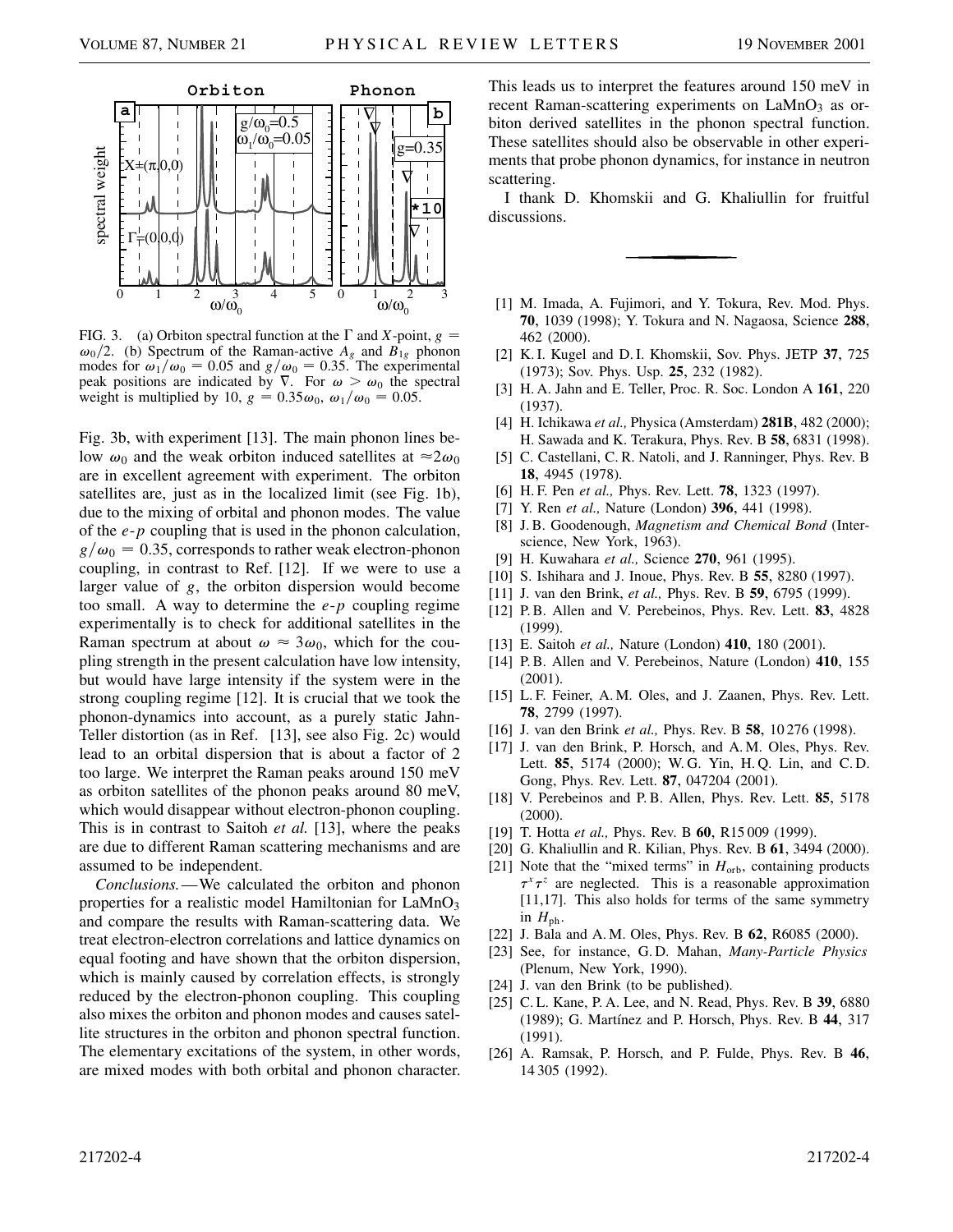Orbiton

Phonon

a

b

g/ω₀=0.5

ω₁/ω₀=0.05

g=0.35

*10

X=(π,0,0)

Γ=(0,0,0)

spectral weight

0 1 2 3 4 5

0 1 2 3

ω/ω₀

ω/ω₀

FIG. 3. (a) Orbiton spectral function at the $\Gamma$ and $X$-point, $g = \omega_0/2$. (b) Spectrum of the Raman-active $A_g$ and $B_{1g}$ phonon modes for $\omega_1/\omega_0 = 0.05$ and $g/\omega_0 = 0.35$. The experimental peak positions are indicated by $\nabla$. For $\omega > \omega_0$ the spectral weight is multiplied by 10, $g = 0.35\omega_0$, $\omega_1/\omega_0 = 0.05$.

Fig. 3b, with experiment [13]. The main phonon lines below $\omega_0$ and the weak orbiton induced satellites at $\approx 2\omega_0$ are in excellent agreement with experiment. The orbiton satellites are, just as in the localized limit (see Fig. 1b), due to the mixing of orbital and phonon modes. The value of the *e-p* coupling that is used in the phonon calculation, $g/\omega_0 = 0.35$, corresponds to rather weak electron-phonon coupling, in contrast to Ref. [12]. If we were to use a larger value of $g$, the orbiton dispersion would become too small. A way to determine the *e-p* coupling regime experimentally is to check for additional satellites in the Raman spectrum at about $\omega \approx 3\omega_0$, which for the coupling strength in the present calculation have low intensity, but would have large intensity if the system were in the strong coupling regime [12]. It is crucial that we took the phonon-dynamics into account, as a purely static Jahn-Teller distortion (as in Ref. [13], see also Fig. 2c) would lead to an orbital dispersion that is about a factor of 2 too large. We interpret the Raman peaks around 150 meV as orbiton satellites of the phonon peaks around 80 meV, which would disappear without electron-phonon coupling. This is in contrast to Saitoh *et al.* [13], where the peaks are due to different Raman scattering mechanisms and are assumed to be independent.

*Conclusions.*—We calculated the orbiton and phonon properties for a realistic model Hamiltonian for $LaMnO_3$ and compare the results with Raman-scattering data. We treat electron-electron correlations and lattice dynamics on equal footing and have shown that the orbiton dispersion, which is mainly caused by correlation effects, is strongly reduced by the electron-phonon coupling. This coupling also mixes the orbiton and phonon modes and causes satellite structures in the orbiton and phonon spectral function. The elementary excitations of the system, in other words, are mixed modes with both orbital and phonon character. This leads us to interpret the features around 150 meV in recent Raman-scattering experiments on $LaMnO_3$ as orbiton derived satellites in the phonon spectral function. These satellites should also be observable in other experiments that probe phonon dynamics, for instance in neutron scattering.

I thank D. Khomskii and G. Khaliullin for fruitful discussions.

[1] M. Imada, A. Fujimori, and Y. Tokura, Rev. Mod. Phys. **70**, 1039 (1998); Y. Tokura and N. Nagaosa, Science **288**, 462 (2000).

[2] K. I. Kugel and D. I. Khomskii, Sov. Phys. JETP **37**, 725 (1973); Sov. Phys. Usp. **25**, 232 (1982).

[3] H. A. Jahn and E. Teller, Proc. R. Soc. London A **161**, 220 (1937).

[4] H. Ichikawa *et al.,* Physica (Amsterdam) **281B**, 482 (2000); H. Sawada and K. Terakura, Phys. Rev. B **58**, 6831 (1998).

[5] C. Castellani, C. R. Natoli, and J. Ranninger, Phys. Rev. B **18**, 4945 (1978).

[6] H. F. Pen *et al.,* Phys. Rev. Lett. **78**, 1323 (1997).

[7] Y. Ren *et al.,* Nature (London) **396**, 441 (1998).

[8] J. B. Goodenough, *Magnetism and Chemical Bond* (Interscience, New York, 1963).

[9] H. Kuwahara *et al.,* Science **270**, 961 (1995).

[10] S. Ishihara and J. Inoue, Phys. Rev. B **55**, 8280 (1997).

[11] J. van den Brink, *et al.,* Phys. Rev. B **59**, 6795 (1999).

[12] P. B. Allen and V. Perebeinos, Phys. Rev. Lett. **83**, 4828 (1999).

[13] E. Saitoh *et al.,* Nature (London) **410**, 180 (2001).

[14] P. B. Allen and V. Perebeinos, Nature (London) **410**, 155 (2001).

[15] L. F. Feiner, A. M. Oles, and J. Zaanen, Phys. Rev. Lett. **78**, 2799 (1997).

[16] J. van den Brink *et al.,* Phys. Rev. B **58**, 10 276 (1998).

[17] J. van den Brink, P. Horsch, and A. M. Oles, Phys. Rev. Lett. **85**, 5174 (2000); W. G. Yin, H. Q. Lin, and C. D. Gong, Phys. Rev. Lett. **87**, 047204 (2001).

[18] V. Perebeinos and P. B. Allen, Phys. Rev. Lett. **85**, 5178 (2000).

[19] T. Hotta *et al.,* Phys. Rev. B **60**, R15 009 (1999).

[20] G. Khaliullin and R. Kilian, Phys. Rev. B **61**, 3494 (2000).

[21] Note that the "mixed terms" in $H_{\rm orb}$, containing products $\tau^x \tau^z$ are neglected. This is a reasonable approximation [11,17]. This also holds for terms of the same symmetry in $H_{\rm ph}$.

[22] J. Bala and A. M. Oles, Phys. Rev. B **62**, R6085 (2000).

[23] See, for instance, G. D. Mahan, *Many-Particle Physics* (Plenum, New York, 1990).

[24] J. van den Brink (to be published).

[25] C. L. Kane, P. A. Lee, and N. Read, Phys. Rev. B **39**, 6880 (1989); G. Martínez and P. Horsch, Phys. Rev. B **44**, 317 (1991).

[26] A. Ramsak, P. Horsch, and P. Fulde, Phys. Rev. B **46**, 14 305 (1992).